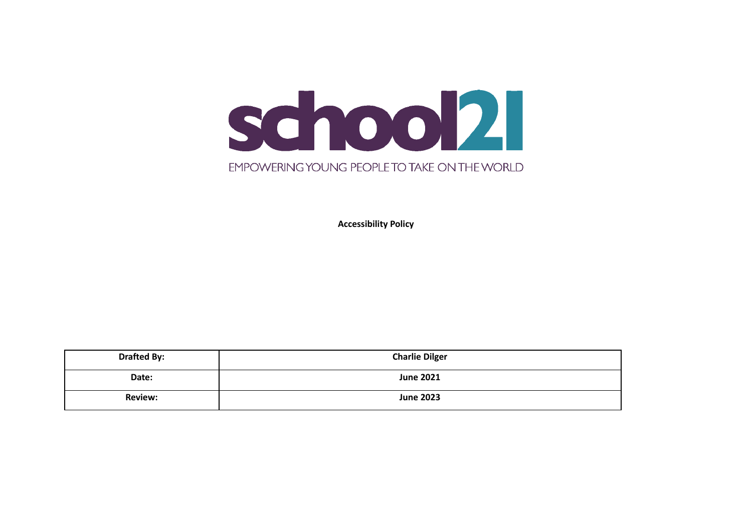school21

EMPOWERING YOUNG PEOPLE TO TAKE ON THE WORLD

**Accessibility Policy**

| **Drafted By:** | **Charlie Dilger** |
| --- | --- |
| **Date:** | **June 2021** |
| **Review:** | **June 2023** |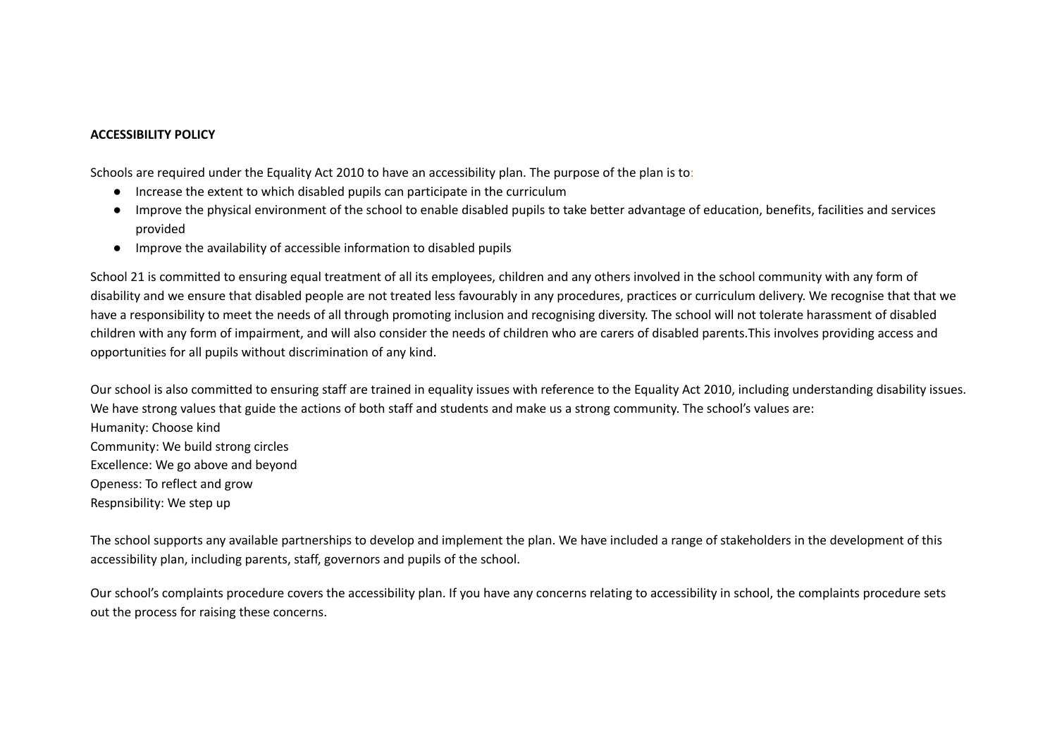**ACCESSIBILITY POLICY**

Schools are required under the Equality Act 2010 to have an accessibility plan. The purpose of the plan is to:

- Increase the extent to which disabled pupils can participate in the curriculum
- Improve the physical environment of the school to enable disabled pupils to take better advantage of education, benefits, facilities and services provided
- Improve the availability of accessible information to disabled pupils

School 21 is committed to ensuring equal treatment of all its employees, children and any others involved in the school community with any form of disability and we ensure that disabled people are not treated less favourably in any procedures, practices or curriculum delivery. We recognise that that we have a responsibility to meet the needs of all through promoting inclusion and recognising diversity. The school will not tolerate harassment of disabled children with any form of impairment, and will also consider the needs of children who are carers of disabled parents.This involves providing access and opportunities for all pupils without discrimination of any kind.

Our school is also committed to ensuring staff are trained in equality issues with reference to the Equality Act 2010, including understanding disability issues. We have strong values that guide the actions of both staff and students and make us a strong community. The school's values are:
Humanity: Choose kind
Community: We build strong circles
Excellence: We go above and beyond
Openess: To reflect and grow
Respnsibility: We step up

The school supports any available partnerships to develop and implement the plan. We have included a range of stakeholders in the development of this accessibility plan, including parents, staff, governors and pupils of the school.

Our school's complaints procedure covers the accessibility plan. If you have any concerns relating to accessibility in school, the complaints procedure sets out the process for raising these concerns.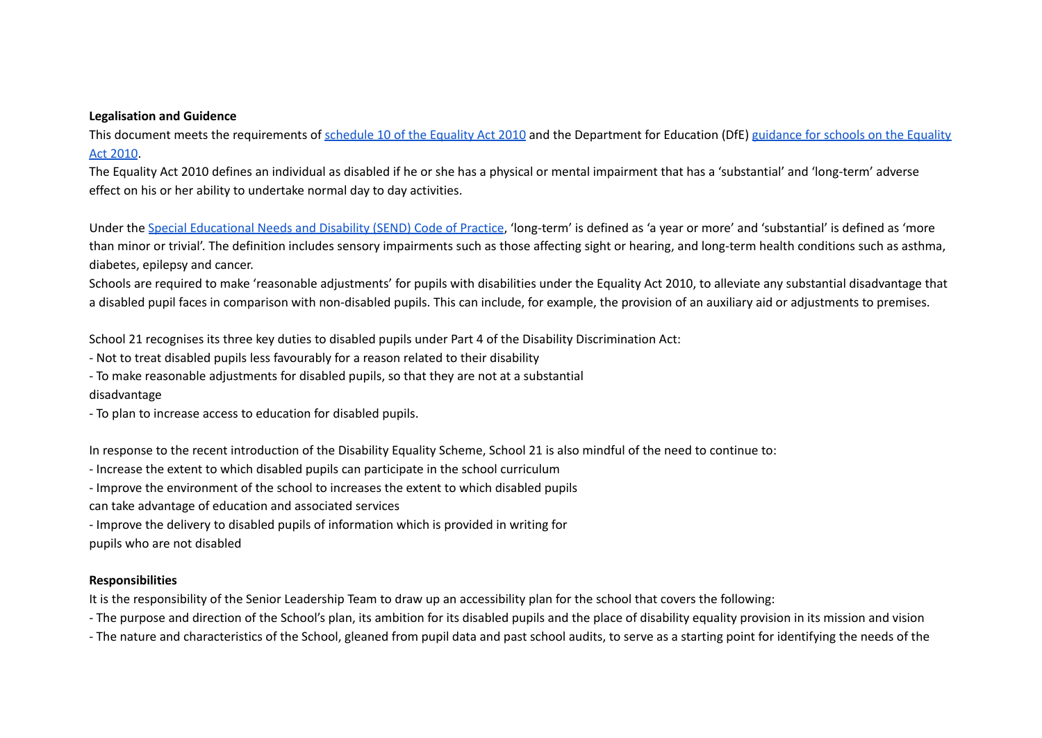**Legalisation and Guidence**

This document meets the requirements of [schedule 10 of the Equality Act 2010](#) and the Department for Education (DfE) [guidance for schools on the Equality Act 2010](#).

The Equality Act 2010 defines an individual as disabled if he or she has a physical or mental impairment that has a 'substantial' and 'long-term' adverse effect on his or her ability to undertake normal day to day activities.

Under the [Special Educational Needs and Disability (SEND) Code of Practice](#), 'long-term' is defined as 'a year or more' and 'substantial' is defined as 'more than minor or trivial'. The definition includes sensory impairments such as those affecting sight or hearing, and long-term health conditions such as asthma, diabetes, epilepsy and cancer.

Schools are required to make 'reasonable adjustments' for pupils with disabilities under the Equality Act 2010, to alleviate any substantial disadvantage that a disabled pupil faces in comparison with non-disabled pupils. This can include, for example, the provision of an auxiliary aid or adjustments to premises.

School 21 recognises its three key duties to disabled pupils under Part 4 of the Disability Discrimination Act:

- Not to treat disabled pupils less favourably for a reason related to their disability
- To make reasonable adjustments for disabled pupils, so that they are not at a substantial disadvantage
- To plan to increase access to education for disabled pupils.

In response to the recent introduction of the Disability Equality Scheme, School 21 is also mindful of the need to continue to:

- Increase the extent to which disabled pupils can participate in the school curriculum
- Improve the environment of the school to increases the extent to which disabled pupils can take advantage of education and associated services
- Improve the delivery to disabled pupils of information which is provided in writing for pupils who are not disabled

**Responsibilities**

It is the responsibility of the Senior Leadership Team to draw up an accessibility plan for the school that covers the following:

- The purpose and direction of the School's plan, its ambition for its disabled pupils and the place of disability equality provision in its mission and vision
- The nature and characteristics of the School, gleaned from pupil data and past school audits, to serve as a starting point for identifying the needs of the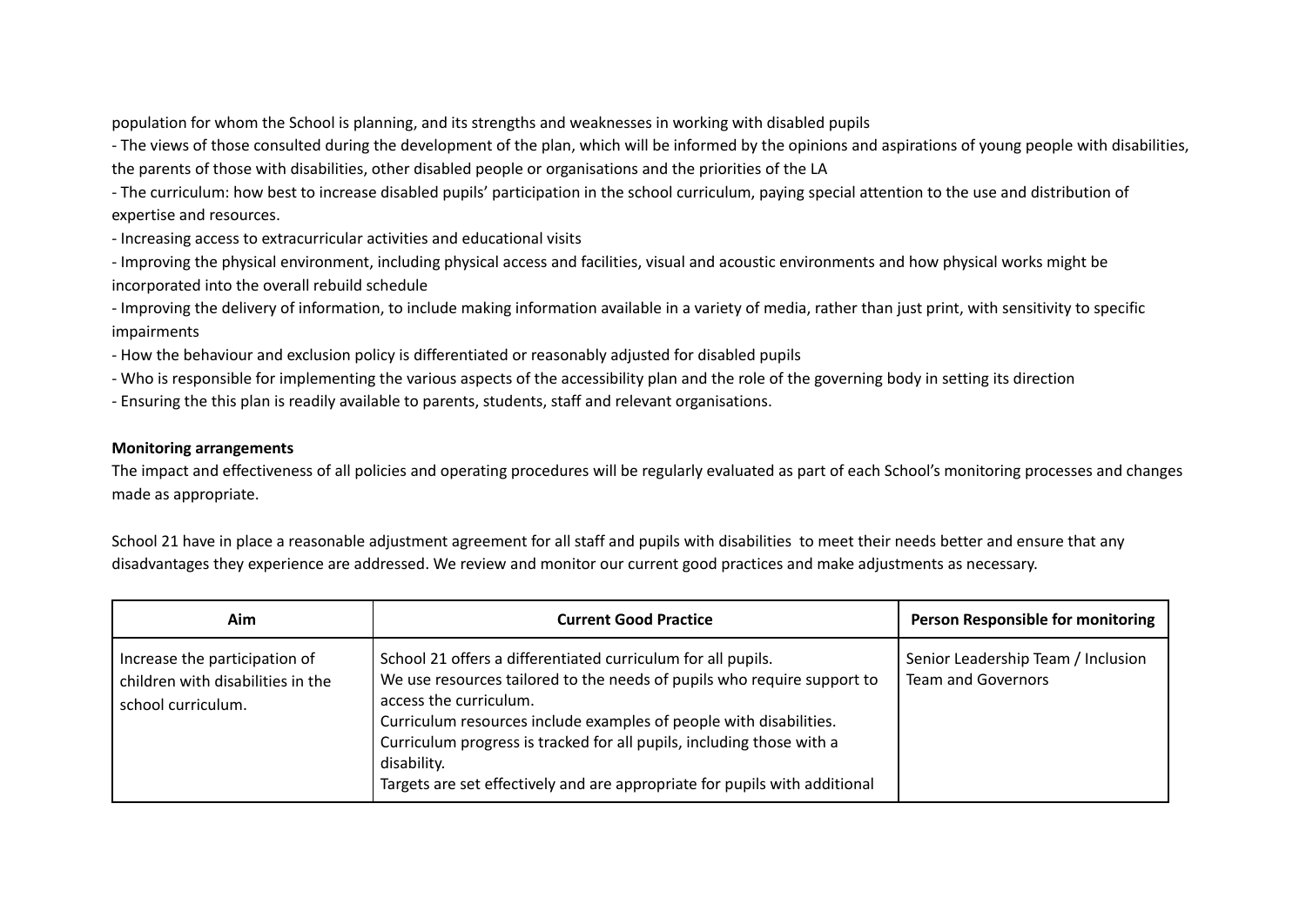population for whom the School is planning, and its strengths and weaknesses in working with disabled pupils

- The views of those consulted during the development of the plan, which will be informed by the opinions and aspirations of young people with disabilities, the parents of those with disabilities, other disabled people or organisations and the priorities of the LA
- The curriculum: how best to increase disabled pupils' participation in the school curriculum, paying special attention to the use and distribution of expertise and resources.
- Increasing access to extracurricular activities and educational visits
- Improving the physical environment, including physical access and facilities, visual and acoustic environments and how physical works might be incorporated into the overall rebuild schedule
- Improving the delivery of information, to include making information available in a variety of media, rather than just print, with sensitivity to specific impairments
- How the behaviour and exclusion policy is differentiated or reasonably adjusted for disabled pupils
- Who is responsible for implementing the various aspects of the accessibility plan and the role of the governing body in setting its direction
- Ensuring the this plan is readily available to parents, students, staff and relevant organisations.

**Monitoring arrangements**

The impact and effectiveness of all policies and operating procedures will be regularly evaluated as part of each School's monitoring processes and changes made as appropriate.

School 21 have in place a reasonable adjustment agreement for all staff and pupils with disabilities to meet their needs better and ensure that any disadvantages they experience are addressed. We review and monitor our current good practices and make adjustments as necessary.

| Aim | Current Good Practice | Person Responsible for monitoring |
|---|---|---|
| Increase the participation of children with disabilities in the school curriculum. | School 21 offers a differentiated curriculum for all pupils.<br>We use resources tailored to the needs of pupils who require support to access the curriculum.<br>Curriculum resources include examples of people with disabilities.<br>Curriculum progress is tracked for all pupils, including those with a disability.<br>Targets are set effectively and are appropriate for pupils with additional | Senior Leadership Team / Inclusion Team and Governors |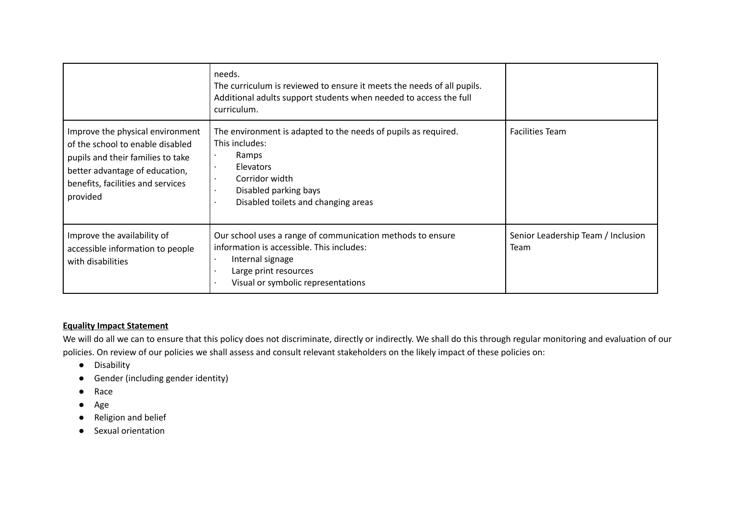| | | |
|---|---|---|
| | needs.<br>The curriculum is reviewed to ensure it meets the needs of all pupils.<br>Additional adults support students when needed to access the full curriculum. | |
| Improve the physical environment of the school to enable disabled pupils and their families to take better advantage of education, benefits, facilities and services provided | The environment is adapted to the needs of pupils as required.<br>This includes:<br>· Ramps<br>· Elevators<br>· Corridor width<br>· Disabled parking bays<br>· Disabled toilets and changing areas | Facilities Team |
| Improve the availability of accessible information to people with disabilities | Our school uses a range of communication methods to ensure information is accessible. This includes:<br>· Internal signage<br>· Large print resources<br>· Visual or symbolic representations | Senior Leadership Team / Inclusion Team |

**Equality Impact Statement**

We will do all we can to ensure that this policy does not discriminate, directly or indirectly. We shall do this through regular monitoring and evaluation of our policies. On review of our policies we shall assess and consult relevant stakeholders on the likely impact of these policies on:

- Disability
- Gender (including gender identity)
- Race
- Age
- Religion and belief
- Sexual orientation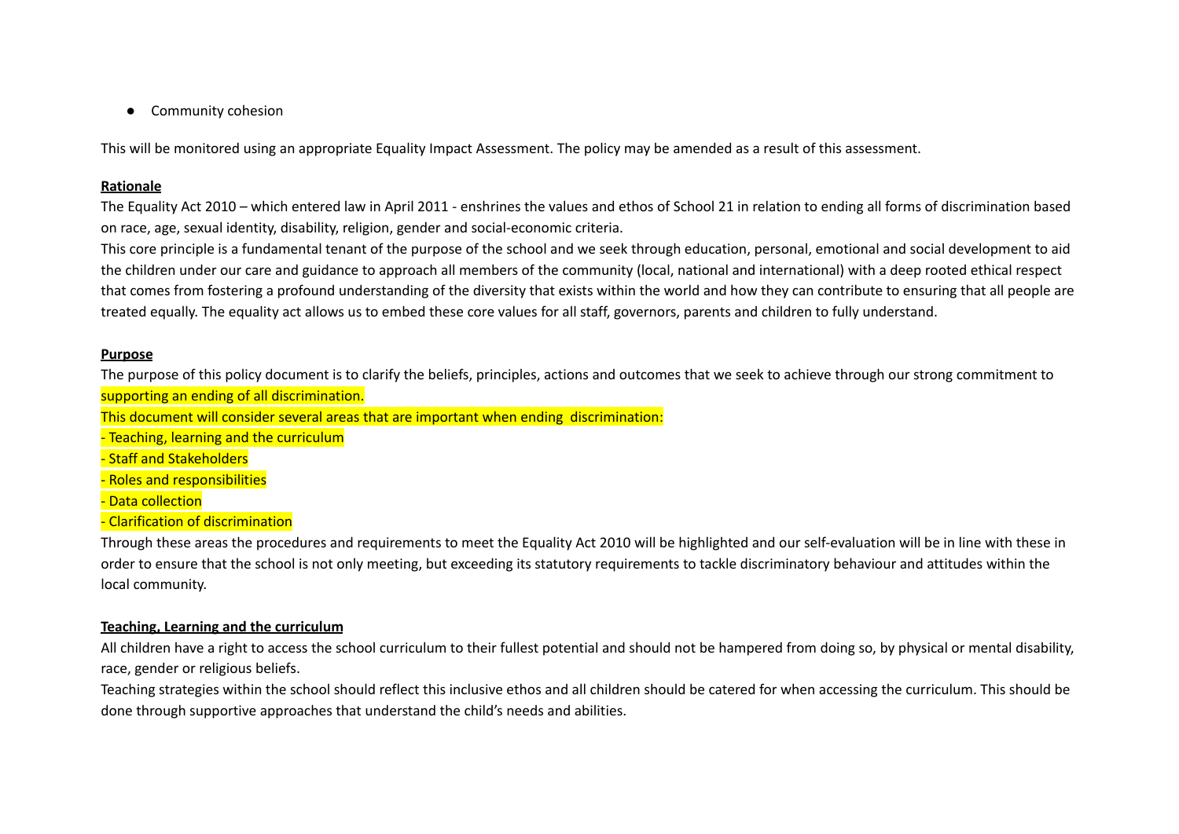- Community cohesion

This will be monitored using an appropriate Equality Impact Assessment. The policy may be amended as a result of this assessment.

**Rationale**

The Equality Act 2010 – which entered law in April 2011 - enshrines the values and ethos of School 21 in relation to ending all forms of discrimination based on race, age, sexual identity, disability, religion, gender and social-economic criteria.

This core principle is a fundamental tenant of the purpose of the school and we seek through education, personal, emotional and social development to aid the children under our care and guidance to approach all members of the community (local, national and international) with a deep rooted ethical respect that comes from fostering a profound understanding of the diversity that exists within the world and how they can contribute to ensuring that all people are treated equally. The equality act allows us to embed these core values for all staff, governors, parents and children to fully understand.

**Purpose**

The purpose of this policy document is to clarify the beliefs, principles, actions and outcomes that we seek to achieve through our strong commitment to supporting an ending of all discrimination.

This document will consider several areas that are important when ending discrimination:

- Teaching, learning and the curriculum
- Staff and Stakeholders
- Roles and responsibilities
- Data collection
- Clarification of discrimination

Through these areas the procedures and requirements to meet the Equality Act 2010 will be highlighted and our self-evaluation will be in line with these in order to ensure that the school is not only meeting, but exceeding its statutory requirements to tackle discriminatory behaviour and attitudes within the local community.

**Teaching, Learning and the curriculum**

All children have a right to access the school curriculum to their fullest potential and should not be hampered from doing so, by physical or mental disability, race, gender or religious beliefs.

Teaching strategies within the school should reflect this inclusive ethos and all children should be catered for when accessing the curriculum. This should be done through supportive approaches that understand the child's needs and abilities.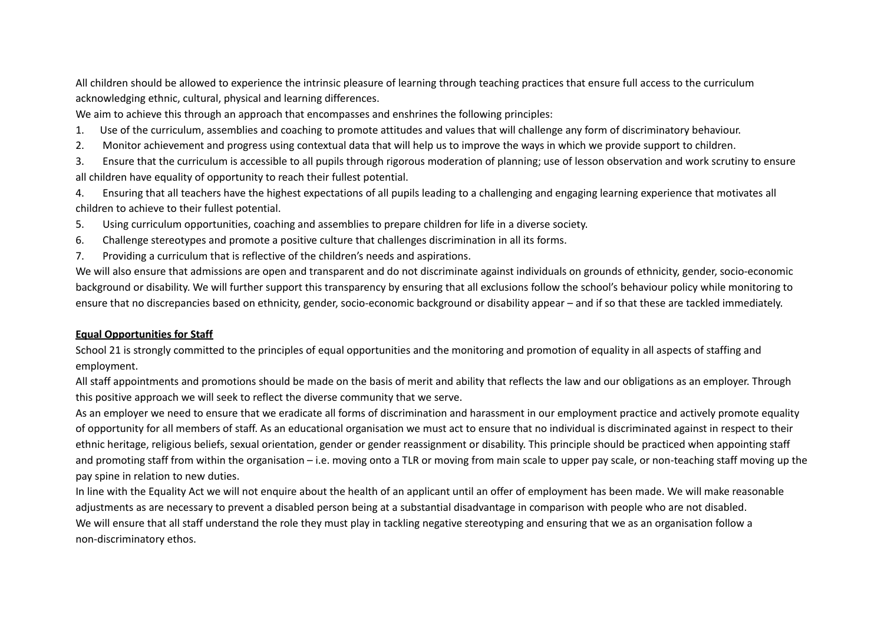All children should be allowed to experience the intrinsic pleasure of learning through teaching practices that ensure full access to the curriculum acknowledging ethnic, cultural, physical and learning differences.

We aim to achieve this through an approach that encompasses and enshrines the following principles:

1. Use of the curriculum, assemblies and coaching to promote attitudes and values that will challenge any form of discriminatory behaviour.
2. Monitor achievement and progress using contextual data that will help us to improve the ways in which we provide support to children.
3. Ensure that the curriculum is accessible to all pupils through rigorous moderation of planning; use of lesson observation and work scrutiny to ensure all children have equality of opportunity to reach their fullest potential.
4. Ensuring that all teachers have the highest expectations of all pupils leading to a challenging and engaging learning experience that motivates all children to achieve to their fullest potential.
5. Using curriculum opportunities, coaching and assemblies to prepare children for life in a diverse society.
6. Challenge stereotypes and promote a positive culture that challenges discrimination in all its forms.
7. Providing a curriculum that is reflective of the children's needs and aspirations.

We will also ensure that admissions are open and transparent and do not discriminate against individuals on grounds of ethnicity, gender, socio-economic background or disability. We will further support this transparency by ensuring that all exclusions follow the school's behaviour policy while monitoring to ensure that no discrepancies based on ethnicity, gender, socio-economic background or disability appear – and if so that these are tackled immediately.

**Equal Opportunities for Staff**

School 21 is strongly committed to the principles of equal opportunities and the monitoring and promotion of equality in all aspects of staffing and employment.

All staff appointments and promotions should be made on the basis of merit and ability that reflects the law and our obligations as an employer. Through this positive approach we will seek to reflect the diverse community that we serve.

As an employer we need to ensure that we eradicate all forms of discrimination and harassment in our employment practice and actively promote equality of opportunity for all members of staff. As an educational organisation we must act to ensure that no individual is discriminated against in respect to their ethnic heritage, religious beliefs, sexual orientation, gender or gender reassignment or disability. This principle should be practiced when appointing staff and promoting staff from within the organisation – i.e. moving onto a TLR or moving from main scale to upper pay scale, or non-teaching staff moving up the pay spine in relation to new duties.

In line with the Equality Act we will not enquire about the health of an applicant until an offer of employment has been made. We will make reasonable adjustments as are necessary to prevent a disabled person being at a substantial disadvantage in comparison with people who are not disabled.

We will ensure that all staff understand the role they must play in tackling negative stereotyping and ensuring that we as an organisation follow a non-discriminatory ethos.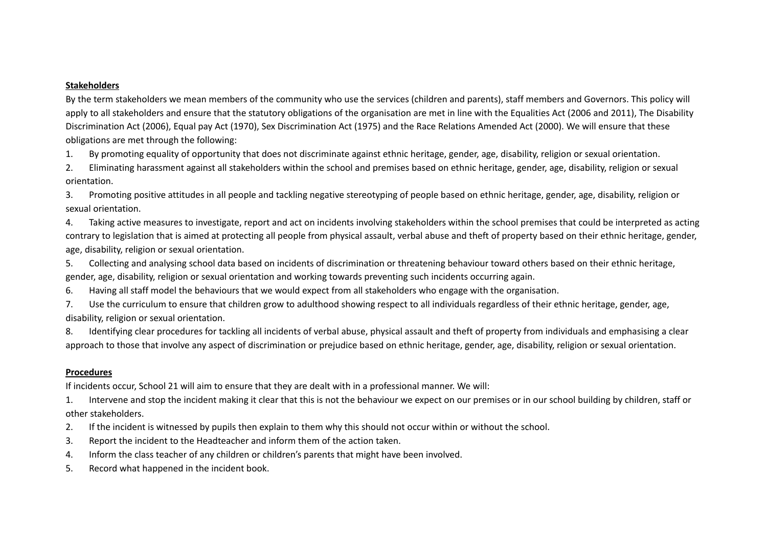**Stakeholders**

By the term stakeholders we mean members of the community who use the services (children and parents), staff members and Governors. This policy will apply to all stakeholders and ensure that the statutory obligations of the organisation are met in line with the Equalities Act (2006 and 2011), The Disability Discrimination Act (2006), Equal pay Act (1970), Sex Discrimination Act (1975) and the Race Relations Amended Act (2000). We will ensure that these obligations are met through the following:

1. By promoting equality of opportunity that does not discriminate against ethnic heritage, gender, age, disability, religion or sexual orientation.
2. Eliminating harassment against all stakeholders within the school and premises based on ethnic heritage, gender, age, disability, religion or sexual orientation.
3. Promoting positive attitudes in all people and tackling negative stereotyping of people based on ethnic heritage, gender, age, disability, religion or sexual orientation.
4. Taking active measures to investigate, report and act on incidents involving stakeholders within the school premises that could be interpreted as acting contrary to legislation that is aimed at protecting all people from physical assault, verbal abuse and theft of property based on their ethnic heritage, gender, age, disability, religion or sexual orientation.
5. Collecting and analysing school data based on incidents of discrimination or threatening behaviour toward others based on their ethnic heritage, gender, age, disability, religion or sexual orientation and working towards preventing such incidents occurring again.
6. Having all staff model the behaviours that we would expect from all stakeholders who engage with the organisation.
7. Use the curriculum to ensure that children grow to adulthood showing respect to all individuals regardless of their ethnic heritage, gender, age, disability, religion or sexual orientation.
8. Identifying clear procedures for tackling all incidents of verbal abuse, physical assault and theft of property from individuals and emphasising a clear approach to those that involve any aspect of discrimination or prejudice based on ethnic heritage, gender, age, disability, religion or sexual orientation.

**Procedures**

If incidents occur, School 21 will aim to ensure that they are dealt with in a professional manner. We will:

1. Intervene and stop the incident making it clear that this is not the behaviour we expect on our premises or in our school building by children, staff or other stakeholders.
2. If the incident is witnessed by pupils then explain to them why this should not occur within or without the school.
3. Report the incident to the Headteacher and inform them of the action taken.
4. Inform the class teacher of any children or children's parents that might have been involved.
5. Record what happened in the incident book.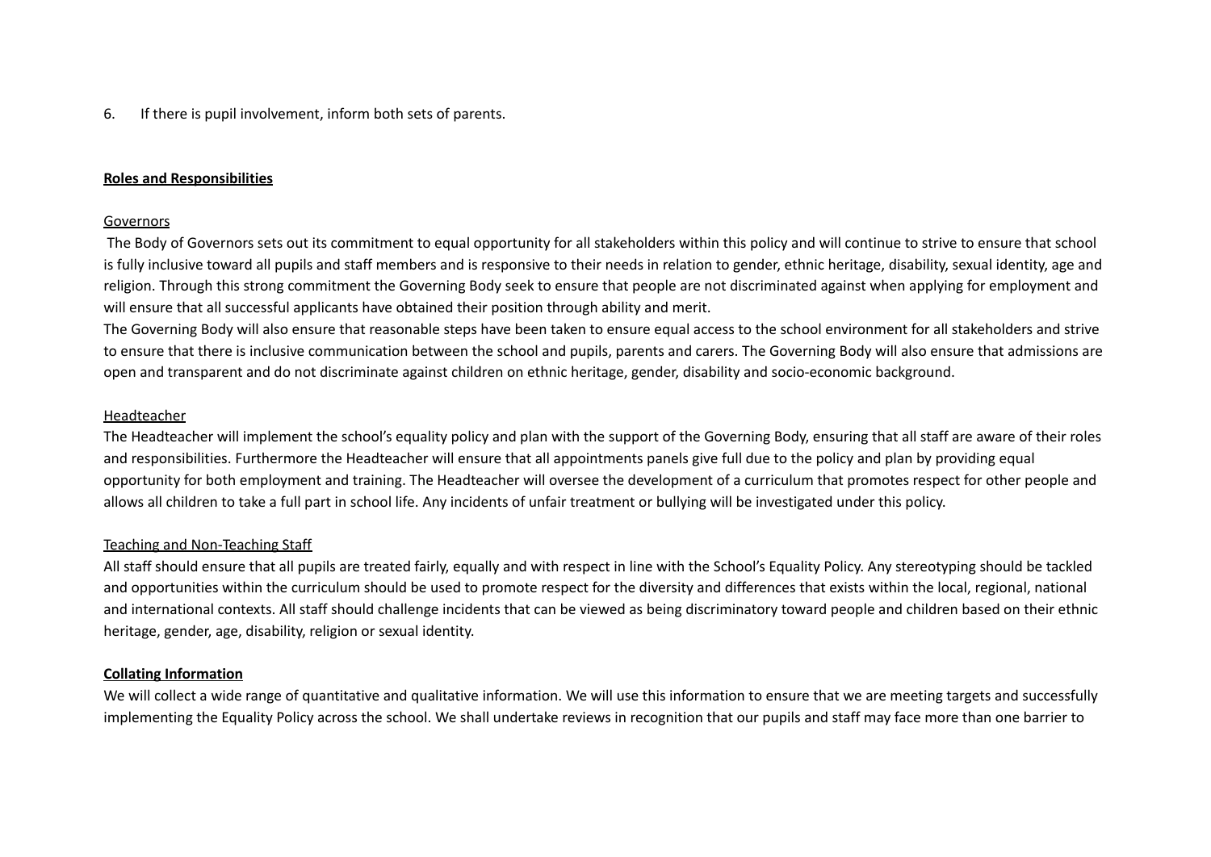6. If there is pupil involvement, inform both sets of parents.

**Roles and Responsibilities**

Governors

The Body of Governors sets out its commitment to equal opportunity for all stakeholders within this policy and will continue to strive to ensure that school is fully inclusive toward all pupils and staff members and is responsive to their needs in relation to gender, ethnic heritage, disability, sexual identity, age and religion. Through this strong commitment the Governing Body seek to ensure that people are not discriminated against when applying for employment and will ensure that all successful applicants have obtained their position through ability and merit.

The Governing Body will also ensure that reasonable steps have been taken to ensure equal access to the school environment for all stakeholders and strive to ensure that there is inclusive communication between the school and pupils, parents and carers. The Governing Body will also ensure that admissions are open and transparent and do not discriminate against children on ethnic heritage, gender, disability and socio-economic background.

Headteacher

The Headteacher will implement the school's equality policy and plan with the support of the Governing Body, ensuring that all staff are aware of their roles and responsibilities. Furthermore the Headteacher will ensure that all appointments panels give full due to the policy and plan by providing equal opportunity for both employment and training. The Headteacher will oversee the development of a curriculum that promotes respect for other people and allows all children to take a full part in school life. Any incidents of unfair treatment or bullying will be investigated under this policy.

Teaching and Non-Teaching Staff

All staff should ensure that all pupils are treated fairly, equally and with respect in line with the School's Equality Policy. Any stereotyping should be tackled and opportunities within the curriculum should be used to promote respect for the diversity and differences that exists within the local, regional, national and international contexts. All staff should challenge incidents that can be viewed as being discriminatory toward people and children based on their ethnic heritage, gender, age, disability, religion or sexual identity.

**Collating Information**

We will collect a wide range of quantitative and qualitative information. We will use this information to ensure that we are meeting targets and successfully implementing the Equality Policy across the school. We shall undertake reviews in recognition that our pupils and staff may face more than one barrier to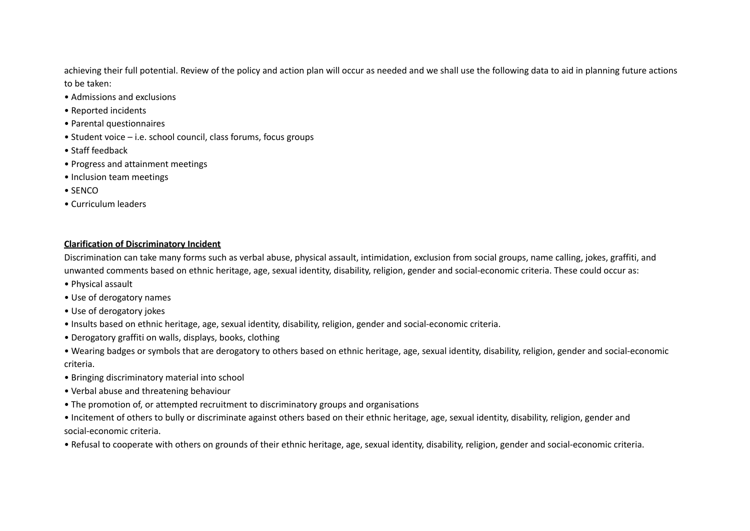achieving their full potential. Review of the policy and action plan will occur as needed and we shall use the following data to aid in planning future actions to be taken:

- Admissions and exclusions
- Reported incidents
- Parental questionnaires
- Student voice – i.e. school council, class forums, focus groups
- Staff feedback
- Progress and attainment meetings
- Inclusion team meetings
- SENCO
- Curriculum leaders

**Clarification of Discriminatory Incident**

Discrimination can take many forms such as verbal abuse, physical assault, intimidation, exclusion from social groups, name calling, jokes, graffiti, and unwanted comments based on ethnic heritage, age, sexual identity, disability, religion, gender and social-economic criteria. These could occur as:

- Physical assault
- Use of derogatory names
- Use of derogatory jokes
- Insults based on ethnic heritage, age, sexual identity, disability, religion, gender and social-economic criteria.
- Derogatory graffiti on walls, displays, books, clothing
- Wearing badges or symbols that are derogatory to others based on ethnic heritage, age, sexual identity, disability, religion, gender and social-economic criteria.
- Bringing discriminatory material into school
- Verbal abuse and threatening behaviour
- The promotion of, or attempted recruitment to discriminatory groups and organisations
- Incitement of others to bully or discriminate against others based on their ethnic heritage, age, sexual identity, disability, religion, gender and social-economic criteria.
- Refusal to cooperate with others on grounds of their ethnic heritage, age, sexual identity, disability, religion, gender and social-economic criteria.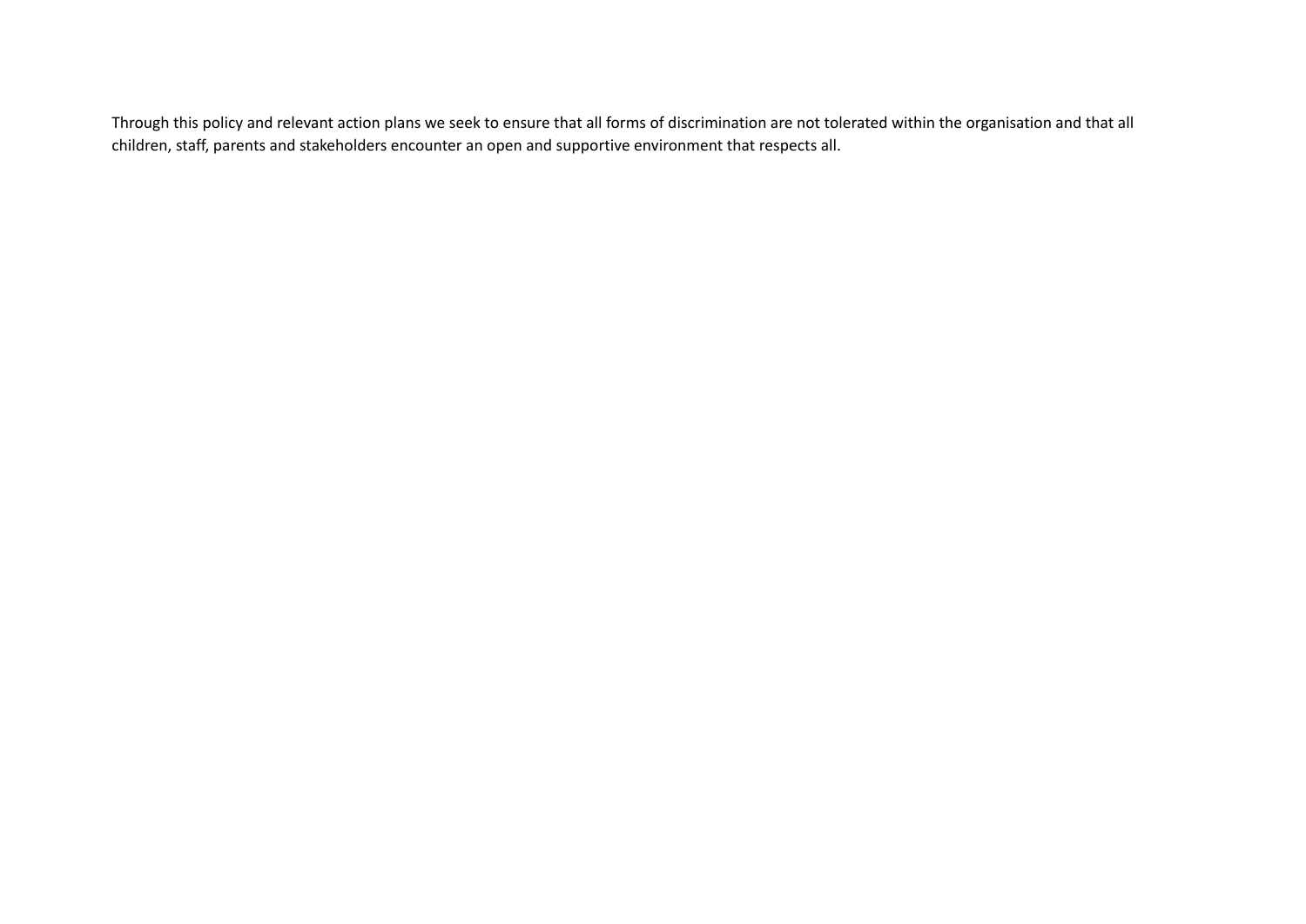Through this policy and relevant action plans we seek to ensure that all forms of discrimination are not tolerated within the organisation and that all children, staff, parents and stakeholders encounter an open and supportive environment that respects all.